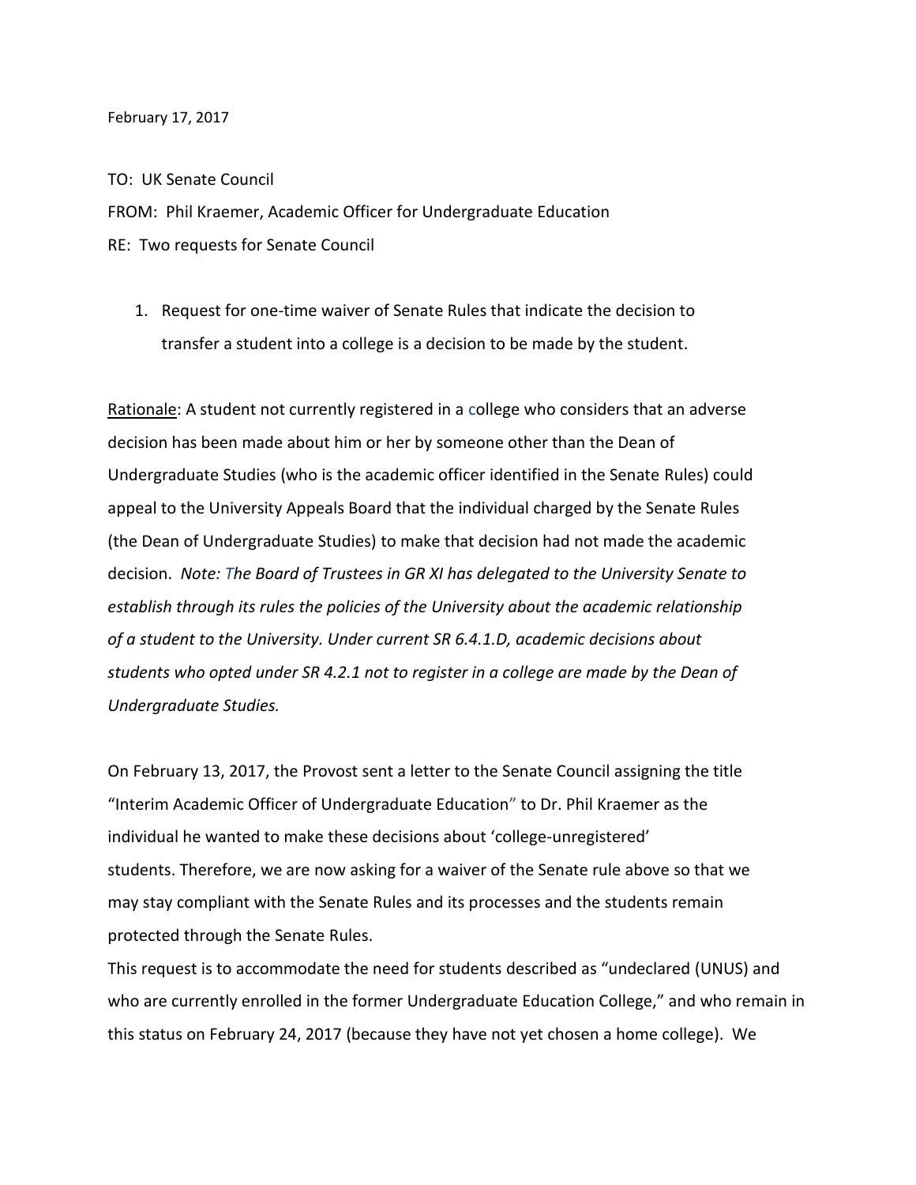February 17, 2017

TO: UK Senate Council

FROM: Phil Kraemer, Academic Officer for Undergraduate Education

RE: Two requests for Senate Council

1. Request for one-time waiver of Senate Rules that indicate the decision to transfer a student into a college is a decision to be made by the student.

<u>Rationale</u>: A student not currently registered in a college who considers that an adverse decision has been made about him or her by someone other than the Dean of Undergraduate Studies (who is the academic officer identified in the Senate Rules) could appeal to the University Appeals Board that the individual charged by the Senate Rules (the Dean of Undergraduate Studies) to make that decision had not made the academic decision. *Note: The Board of Trustees in GR XI has delegated to the University Senate to establish through its rules the policies of the University about the academic relationship of a student to the University. Under current SR 6.4.1.D, academic decisions about students who opted under SR 4.2.1 not to register in a college are made by the Dean of Undergraduate Studies.*

On February 13, 2017, the Provost sent a letter to the Senate Council assigning the title "Interim Academic Officer of Undergraduate Education" to Dr. Phil Kraemer as the individual he wanted to make these decisions about 'college-unregistered' students. Therefore, we are now asking for a waiver of the Senate rule above so that we may stay compliant with the Senate Rules and its processes and the students remain protected through the Senate Rules.

This request is to accommodate the need for students described as "undeclared (UNUS) and who are currently enrolled in the former Undergraduate Education College," and who remain in this status on February 24, 2017 (because they have not yet chosen a home college). We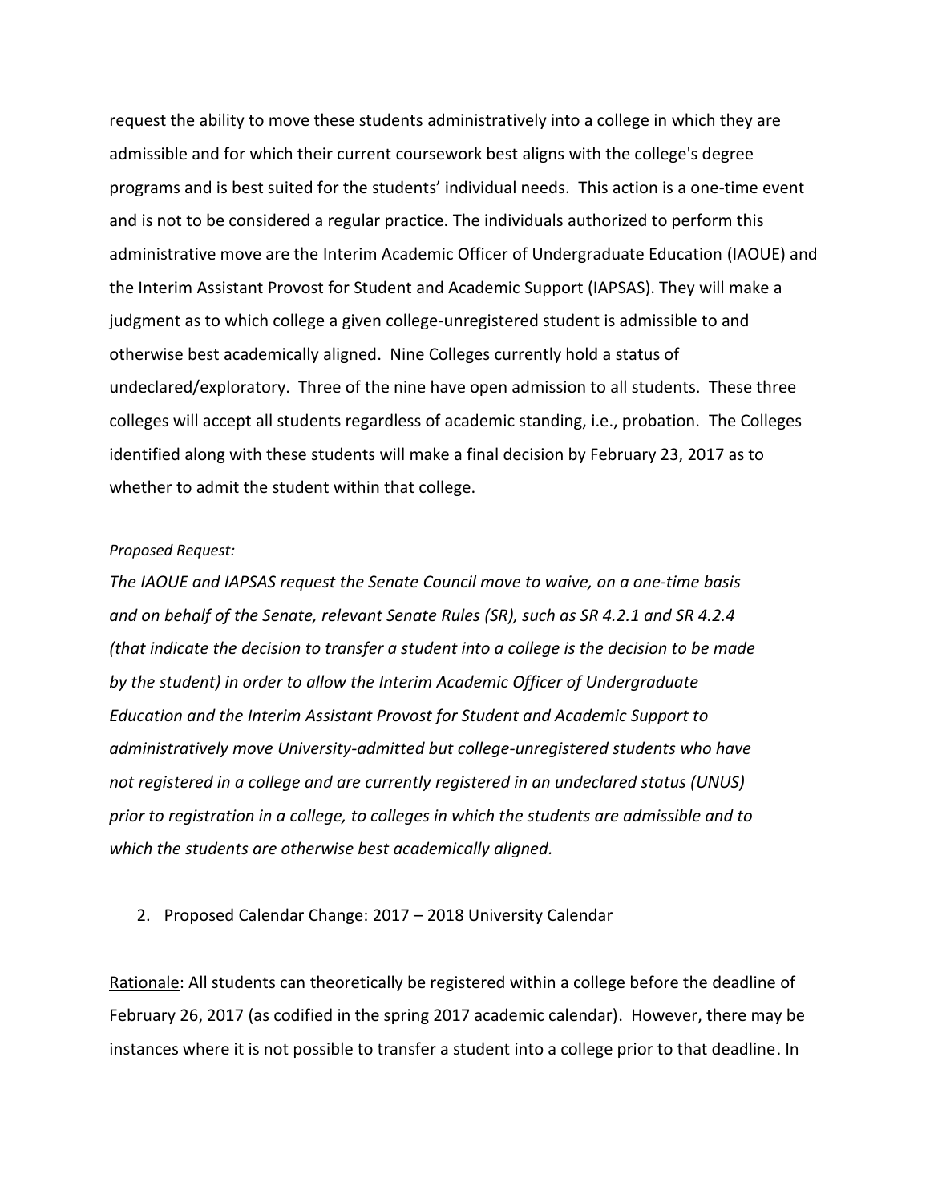request the ability to move these students administratively into a college in which they are admissible and for which their current coursework best aligns with the college's degree programs and is best suited for the students' individual needs. This action is a one-time event and is not to be considered a regular practice. The individuals authorized to perform this administrative move are the Interim Academic Officer of Undergraduate Education (IAOUE) and the Interim Assistant Provost for Student and Academic Support (IAPSAS). They will make a judgment as to which college a given college-unregistered student is admissible to and otherwise best academically aligned. Nine Colleges currently hold a status of undeclared/exploratory. Three of the nine have open admission to all students. These three colleges will accept all students regardless of academic standing, i.e., probation. The Colleges identified along with these students will make a final decision by February 23, 2017 as to whether to admit the student within that college.

*Proposed Request:*

*The IAOUE and IAPSAS request the Senate Council move to waive, on a one-time basis and on behalf of the Senate, relevant Senate Rules (SR), such as SR 4.2.1 and SR 4.2.4 (that indicate the decision to transfer a student into a college is the decision to be made by the student) in order to allow the Interim Academic Officer of Undergraduate Education and the Interim Assistant Provost for Student and Academic Support to administratively move University-admitted but college-unregistered students who have not registered in a college and are currently registered in an undeclared status (UNUS) prior to registration in a college, to colleges in which the students are admissible and to which the students are otherwise best academically aligned.*

2. Proposed Calendar Change: 2017 – 2018 University Calendar

<u>Rationale</u>: All students can theoretically be registered within a college before the deadline of February 26, 2017 (as codified in the spring 2017 academic calendar). However, there may be instances where it is not possible to transfer a student into a college prior to that deadline. In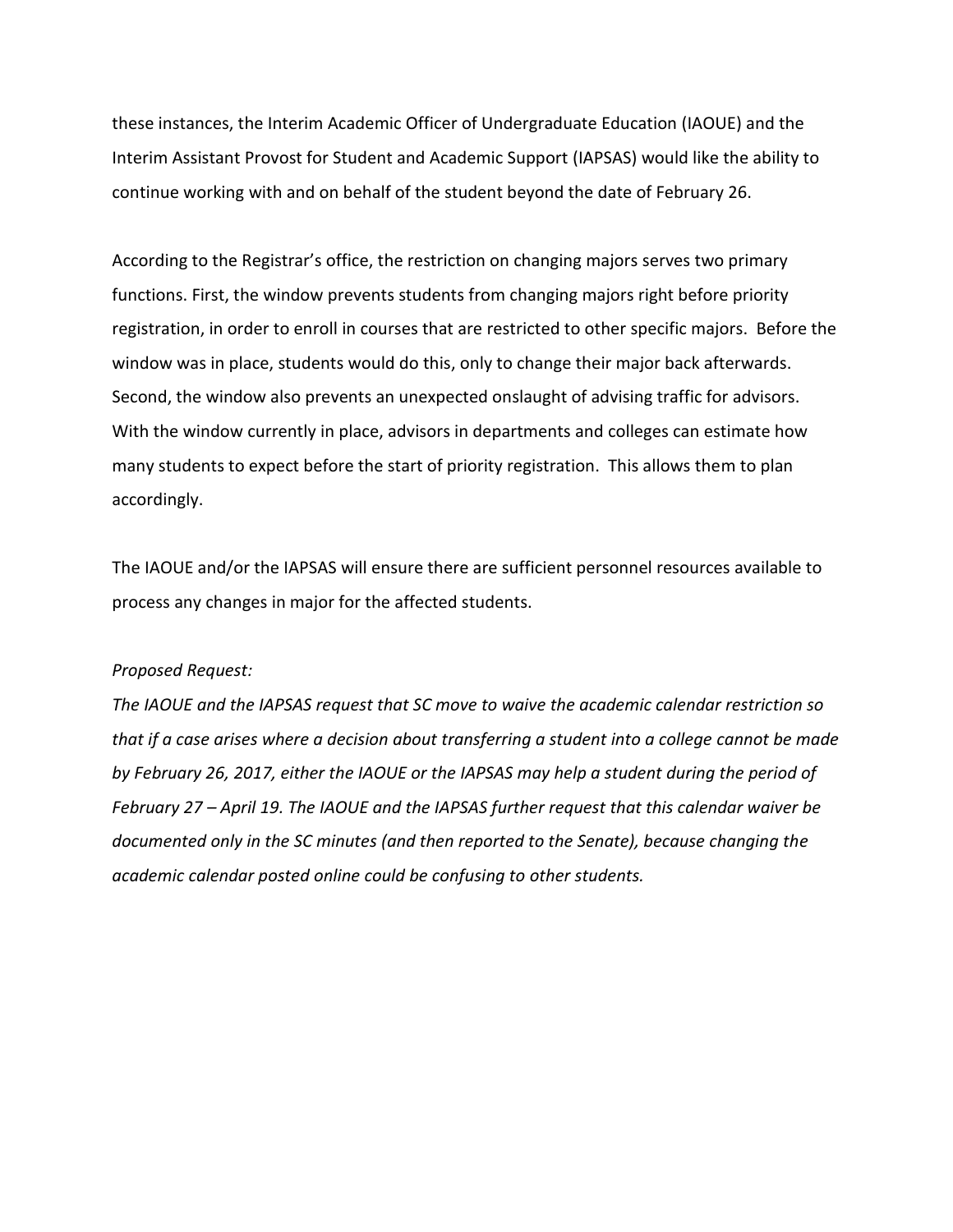these instances, the Interim Academic Officer of Undergraduate Education (IAOUE) and the Interim Assistant Provost for Student and Academic Support (IAPSAS) would like the ability to continue working with and on behalf of the student beyond the date of February 26.

According to the Registrar's office, the restriction on changing majors serves two primary functions. First, the window prevents students from changing majors right before priority registration, in order to enroll in courses that are restricted to other specific majors. Before the window was in place, students would do this, only to change their major back afterwards. Second, the window also prevents an unexpected onslaught of advising traffic for advisors. With the window currently in place, advisors in departments and colleges can estimate how many students to expect before the start of priority registration. This allows them to plan accordingly.

The IAOUE and/or the IAPSAS will ensure there are sufficient personnel resources available to process any changes in major for the affected students.

*Proposed Request:*

*The IAOUE and the IAPSAS request that SC move to waive the academic calendar restriction so that if a case arises where a decision about transferring a student into a college cannot be made by February 26, 2017, either the IAOUE or the IAPSAS may help a student during the period of February 27 – April 19. The IAOUE and the IAPSAS further request that this calendar waiver be documented only in the SC minutes (and then reported to the Senate), because changing the academic calendar posted online could be confusing to other students.*